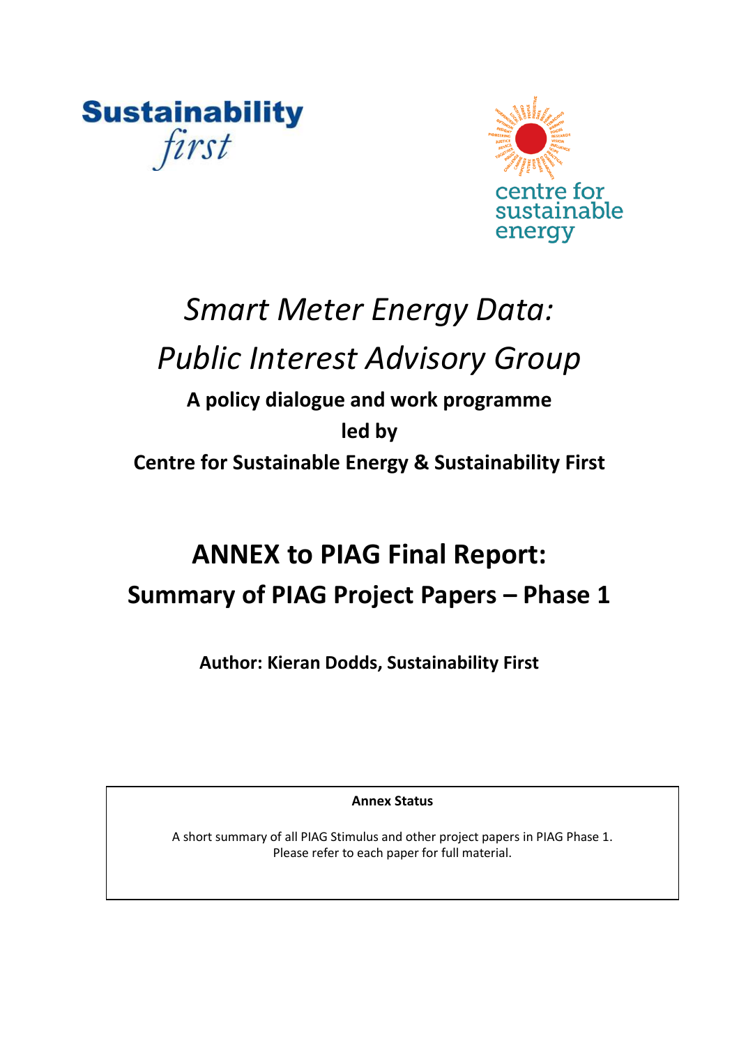Sustainability *first*

centre for sustainable energy

# *Smart Meter Energy Data: Public Interest Advisory Group*

**A policy dialogue and work programme**

**led by**

**Centre for Sustainable Energy & Sustainability First**

# ANNEX to PIAG Final Report: Summary of PIAG Project Papers – Phase 1

**Author: Kieran Dodds, Sustainability First**

**Annex Status**

A short summary of all PIAG Stimulus and other project papers in PIAG Phase 1. Please refer to each paper for full material.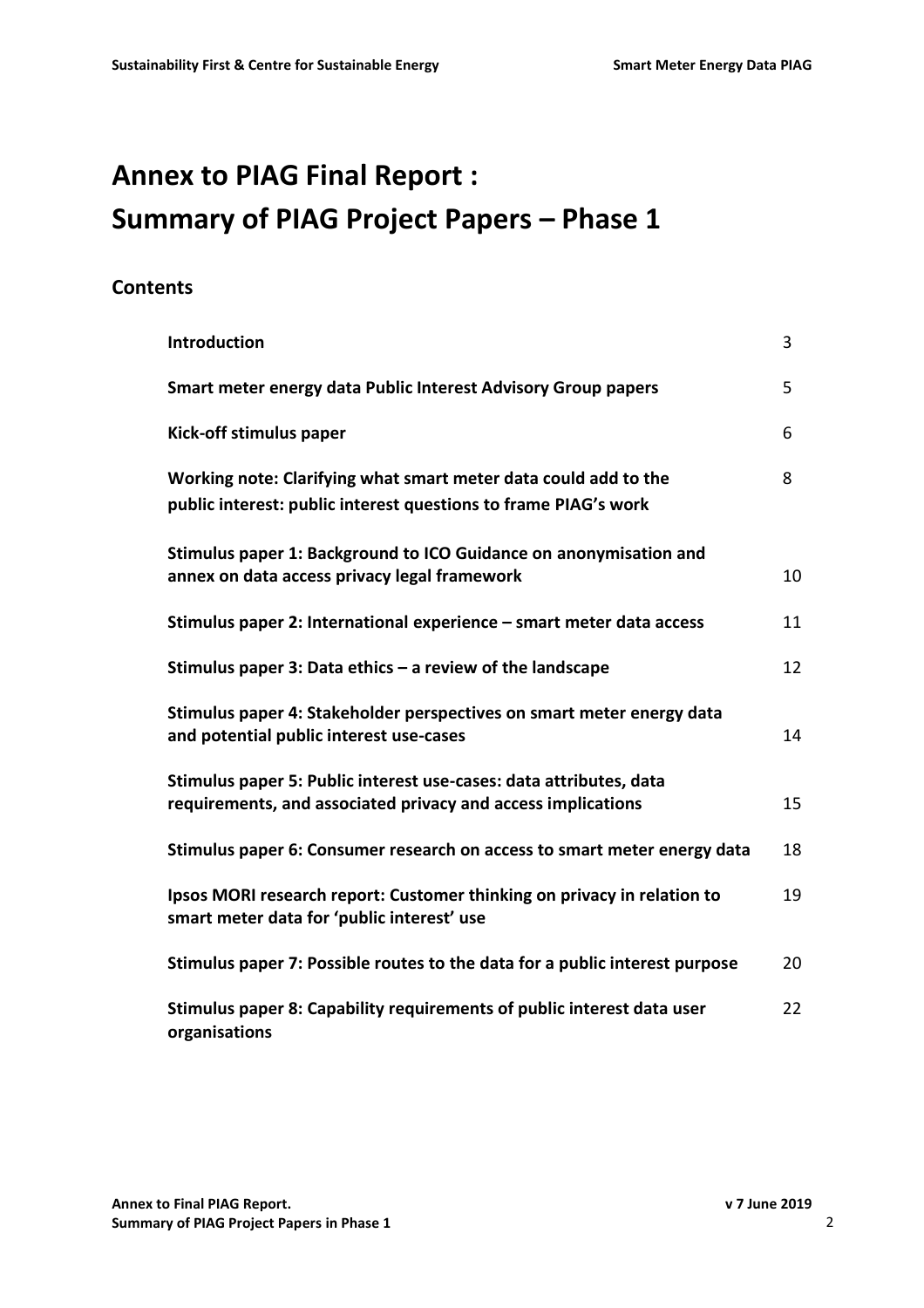# Annex to PIAG Final Report : Summary of PIAG Project Papers – Phase 1

## Contents

| | |
|---|---|
| **Introduction** | 3 |
| **Smart meter energy data Public Interest Advisory Group papers** | 5 |
| **Kick-off stimulus paper** | 6 |
| **Working note: Clarifying what smart meter data could add to the public interest: public interest questions to frame PIAG's work** | 8 |
| **Stimulus paper 1: Background to ICO Guidance on anonymisation and annex on data access privacy legal framework** | 10 |
| **Stimulus paper 2: International experience – smart meter data access** | 11 |
| **Stimulus paper 3: Data ethics – a review of the landscape** | 12 |
| **Stimulus paper 4: Stakeholder perspectives on smart meter energy data and potential public interest use-cases** | 14 |
| **Stimulus paper 5: Public interest use-cases: data attributes, data requirements, and associated privacy and access implications** | 15 |
| **Stimulus paper 6: Consumer research on access to smart meter energy data** | 18 |
| **Ipsos MORI research report: Customer thinking on privacy in relation to smart meter data for 'public interest' use** | 19 |
| **Stimulus paper 7: Possible routes to the data for a public interest purpose** | 20 |
| **Stimulus paper 8: Capability requirements of public interest data user organisations** | 22 |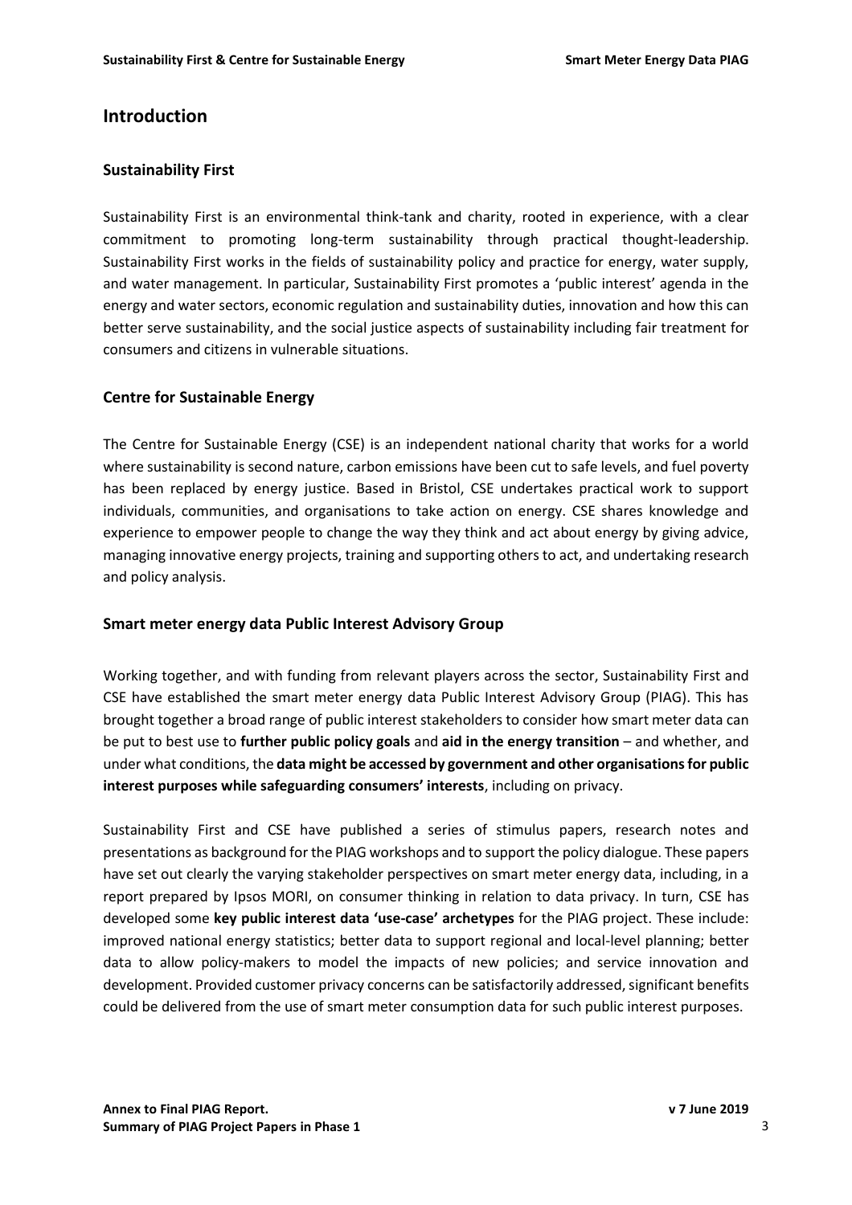# Introduction

## Sustainability First

Sustainability First is an environmental think-tank and charity, rooted in experience, with a clear commitment to promoting long-term sustainability through practical thought-leadership. Sustainability First works in the fields of sustainability policy and practice for energy, water supply, and water management. In particular, Sustainability First promotes a 'public interest' agenda in the energy and water sectors, economic regulation and sustainability duties, innovation and how this can better serve sustainability, and the social justice aspects of sustainability including fair treatment for consumers and citizens in vulnerable situations.

## Centre for Sustainable Energy

The Centre for Sustainable Energy (CSE) is an independent national charity that works for a world where sustainability is second nature, carbon emissions have been cut to safe levels, and fuel poverty has been replaced by energy justice. Based in Bristol, CSE undertakes practical work to support individuals, communities, and organisations to take action on energy. CSE shares knowledge and experience to empower people to change the way they think and act about energy by giving advice, managing innovative energy projects, training and supporting others to act, and undertaking research and policy analysis.

## Smart meter energy data Public Interest Advisory Group

Working together, and with funding from relevant players across the sector, Sustainability First and CSE have established the smart meter energy data Public Interest Advisory Group (PIAG). This has brought together a broad range of public interest stakeholders to consider how smart meter data can be put to best use to **further public policy goals** and **aid in the energy transition** – and whether, and under what conditions, the **data might be accessed by government and other organisations for public interest purposes while safeguarding consumers' interests**, including on privacy.

Sustainability First and CSE have published a series of stimulus papers, research notes and presentations as background for the PIAG workshops and to support the policy dialogue. These papers have set out clearly the varying stakeholder perspectives on smart meter energy data, including, in a report prepared by Ipsos MORI, on consumer thinking in relation to data privacy. In turn, CSE has developed some **key public interest data 'use-case' archetypes** for the PIAG project. These include: improved national energy statistics; better data to support regional and local-level planning; better data to allow policy-makers to model the impacts of new policies; and service innovation and development. Provided customer privacy concerns can be satisfactorily addressed, significant benefits could be delivered from the use of smart meter consumption data for such public interest purposes.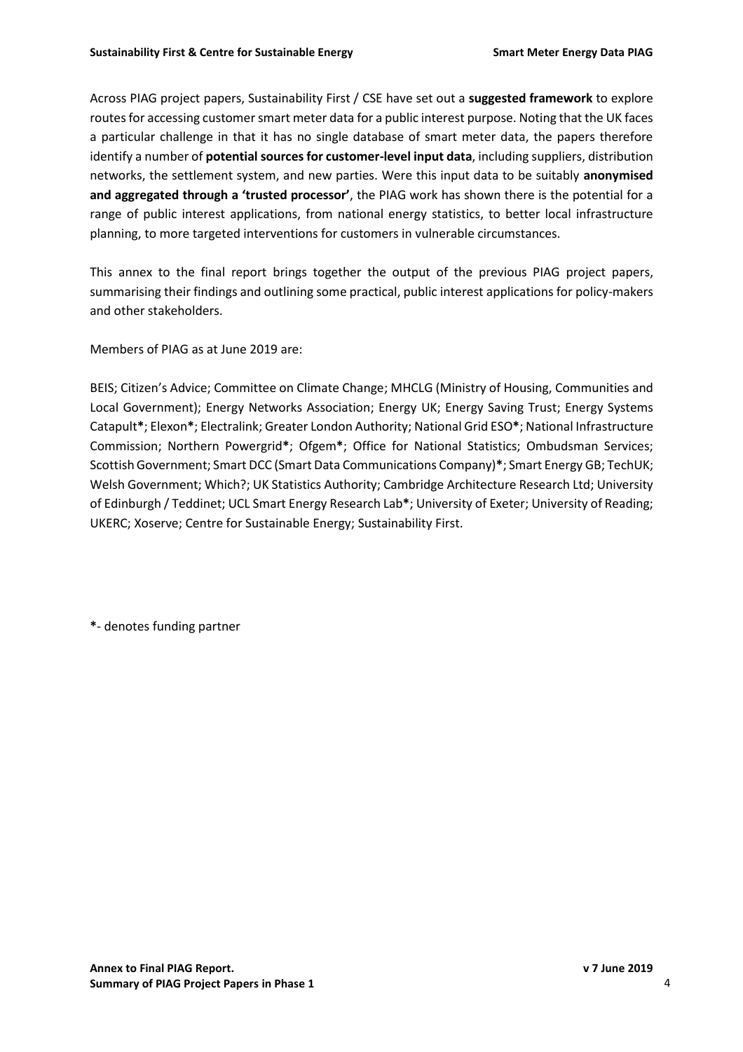Across PIAG project papers, Sustainability First / CSE have set out a **suggested framework** to explore routes for accessing customer smart meter data for a public interest purpose. Noting that the UK faces a particular challenge in that it has no single database of smart meter data, the papers therefore identify a number of **potential sources for customer-level input data**, including suppliers, distribution networks, the settlement system, and new parties. Were this input data to be suitably **anonymised and aggregated through a 'trusted processor'**, the PIAG work has shown there is the potential for a range of public interest applications, from national energy statistics, to better local infrastructure planning, to more targeted interventions for customers in vulnerable circumstances.

This annex to the final report brings together the output of the previous PIAG project papers, summarising their findings and outlining some practical, public interest applications for policy-makers and other stakeholders.

Members of PIAG as at June 2019 are:

BEIS; Citizen's Advice; Committee on Climate Change; MHCLG (Ministry of Housing, Communities and Local Government); Energy Networks Association; Energy UK; Energy Saving Trust; Energy Systems Catapult**\***; Elexon**\***; Electralink; Greater London Authority; National Grid ESO**\***; National Infrastructure Commission; Northern Powergrid**\***; Ofgem**\***; Office for National Statistics; Ombudsman Services; Scottish Government; Smart DCC (Smart Data Communications Company)**\***; Smart Energy GB; TechUK; Welsh Government; Which?; UK Statistics Authority; Cambridge Architecture Research Ltd; University of Edinburgh / Teddinet; UCL Smart Energy Research Lab**\***; University of Exeter; University of Reading; UKERC; Xoserve; Centre for Sustainable Energy; Sustainability First.

**\***- denotes funding partner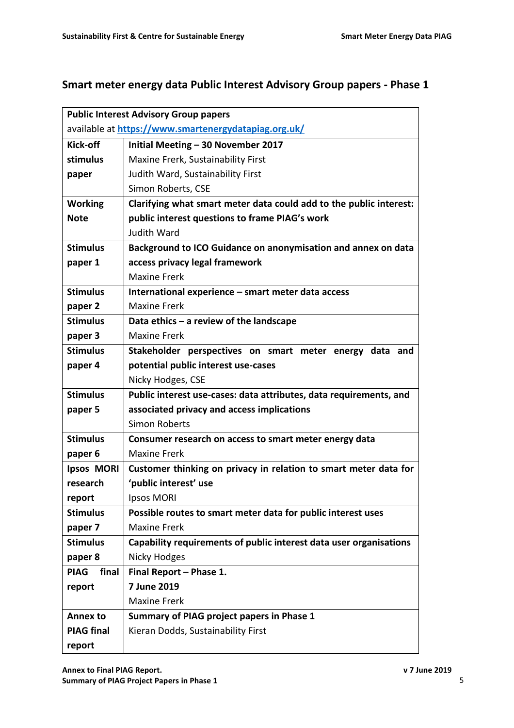## Smart meter energy data Public Interest Advisory Group papers - Phase 1

| **Public Interest Advisory Group papers** available at **https://www.smartenergydatapiag.org.uk/** | |
|---|---|
| **Kick-off stimulus paper** | **Initial Meeting – 30 November 2017**<br>Maxine Frerk, Sustainability First<br>Judith Ward, Sustainability First<br>Simon Roberts, CSE |
| **Working Note** | **Clarifying what smart meter data could add to the public interest: public interest questions to frame PIAG's work**<br>Judith Ward |
| **Stimulus paper 1** | **Background to ICO Guidance on anonymisation and annex on data access privacy legal framework**<br>Maxine Frerk |
| **Stimulus paper 2** | **International experience – smart meter data access**<br>Maxine Frerk |
| **Stimulus paper 3** | **Data ethics – a review of the landscape**<br>Maxine Frerk |
| **Stimulus paper 4** | **Stakeholder perspectives on smart meter energy data and potential public interest use-cases**<br>Nicky Hodges, CSE |
| **Stimulus paper 5** | **Public interest use-cases: data attributes, data requirements, and associated privacy and access implications**<br>Simon Roberts |
| **Stimulus paper 6** | **Consumer research on access to smart meter energy data**<br>Maxine Frerk |
| **Ipsos MORI research report** | **Customer thinking on privacy in relation to smart meter data for 'public interest' use**<br>Ipsos MORI |
| **Stimulus paper 7** | **Possible routes to smart meter data for public interest uses**<br>Maxine Frerk |
| **Stimulus paper 8** | **Capability requirements of public interest data user organisations**<br>Nicky Hodges |
| **PIAG final report** | **Final Report – Phase 1.**<br>**7 June 2019**<br>Maxine Frerk |
| **Annex to PIAG final report** | **Summary of PIAG project papers in Phase 1**<br>Kieran Dodds, Sustainability First |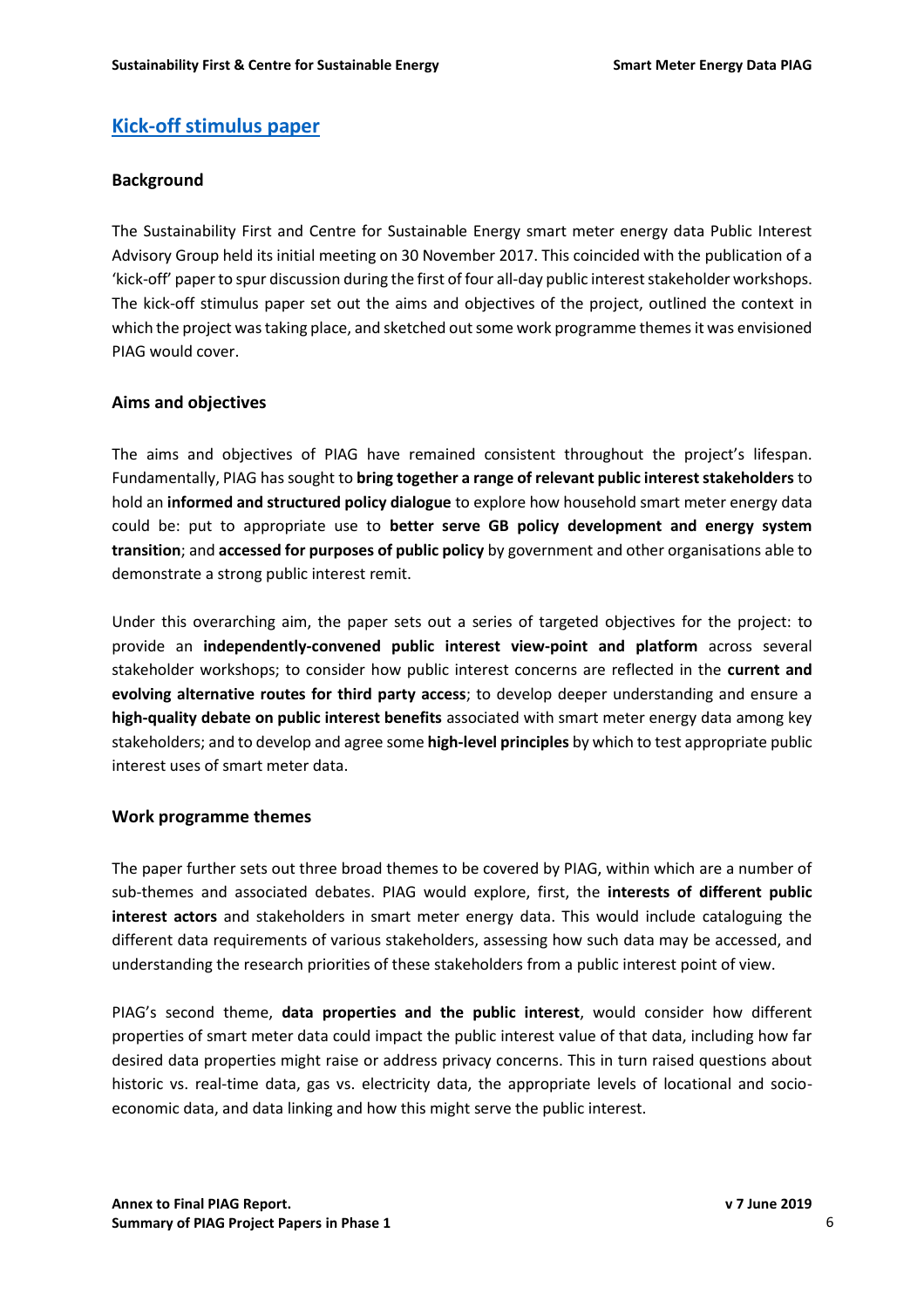## Kick-off stimulus paper

### Background

The Sustainability First and Centre for Sustainable Energy smart meter energy data Public Interest Advisory Group held its initial meeting on 30 November 2017. This coincided with the publication of a 'kick-off' paper to spur discussion during the first of four all-day public interest stakeholder workshops. The kick-off stimulus paper set out the aims and objectives of the project, outlined the context in which the project was taking place, and sketched out some work programme themes it was envisioned PIAG would cover.

### Aims and objectives

The aims and objectives of PIAG have remained consistent throughout the project's lifespan. Fundamentally, PIAG has sought to **bring together a range of relevant public interest stakeholders** to hold an **informed and structured policy dialogue** to explore how household smart meter energy data could be: put to appropriate use to **better serve GB policy development and energy system transition**; and **accessed for purposes of public policy** by government and other organisations able to demonstrate a strong public interest remit.

Under this overarching aim, the paper sets out a series of targeted objectives for the project: to provide an **independently-convened public interest view-point and platform** across several stakeholder workshops; to consider how public interest concerns are reflected in the **current and evolving alternative routes for third party access**; to develop deeper understanding and ensure a **high-quality debate on public interest benefits** associated with smart meter energy data among key stakeholders; and to develop and agree some **high-level principles** by which to test appropriate public interest uses of smart meter data.

### Work programme themes

The paper further sets out three broad themes to be covered by PIAG, within which are a number of sub-themes and associated debates. PIAG would explore, first, the **interests of different public interest actors** and stakeholders in smart meter energy data. This would include cataloguing the different data requirements of various stakeholders, assessing how such data may be accessed, and understanding the research priorities of these stakeholders from a public interest point of view.

PIAG's second theme, **data properties and the public interest**, would consider how different properties of smart meter data could impact the public interest value of that data, including how far desired data properties might raise or address privacy concerns. This in turn raised questions about historic vs. real-time data, gas vs. electricity data, the appropriate levels of locational and socio-economic data, and data linking and how this might serve the public interest.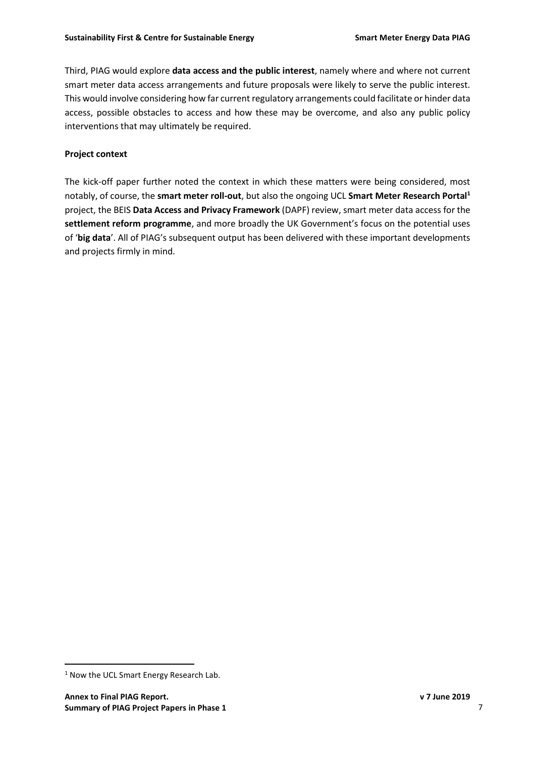Third, PIAG would explore **data access and the public interest**, namely where and where not current smart meter data access arrangements and future proposals were likely to serve the public interest. This would involve considering how far current regulatory arrangements could facilitate or hinder data access, possible obstacles to access and how these may be overcome, and also any public policy interventions that may ultimately be required.

**Project context**

The kick-off paper further noted the context in which these matters were being considered, most notably, of course, the **smart meter roll-out**, but also the ongoing UCL **Smart Meter Research Portal**[1] project, the BEIS **Data Access and Privacy Framework** (DAPF) review, smart meter data access for the **settlement reform programme**, and more broadly the UK Government's focus on the potential uses of '**big data**'. All of PIAG's subsequent output has been delivered with these important developments and projects firmly in mind.

---

[1] Now the UCL Smart Energy Research Lab.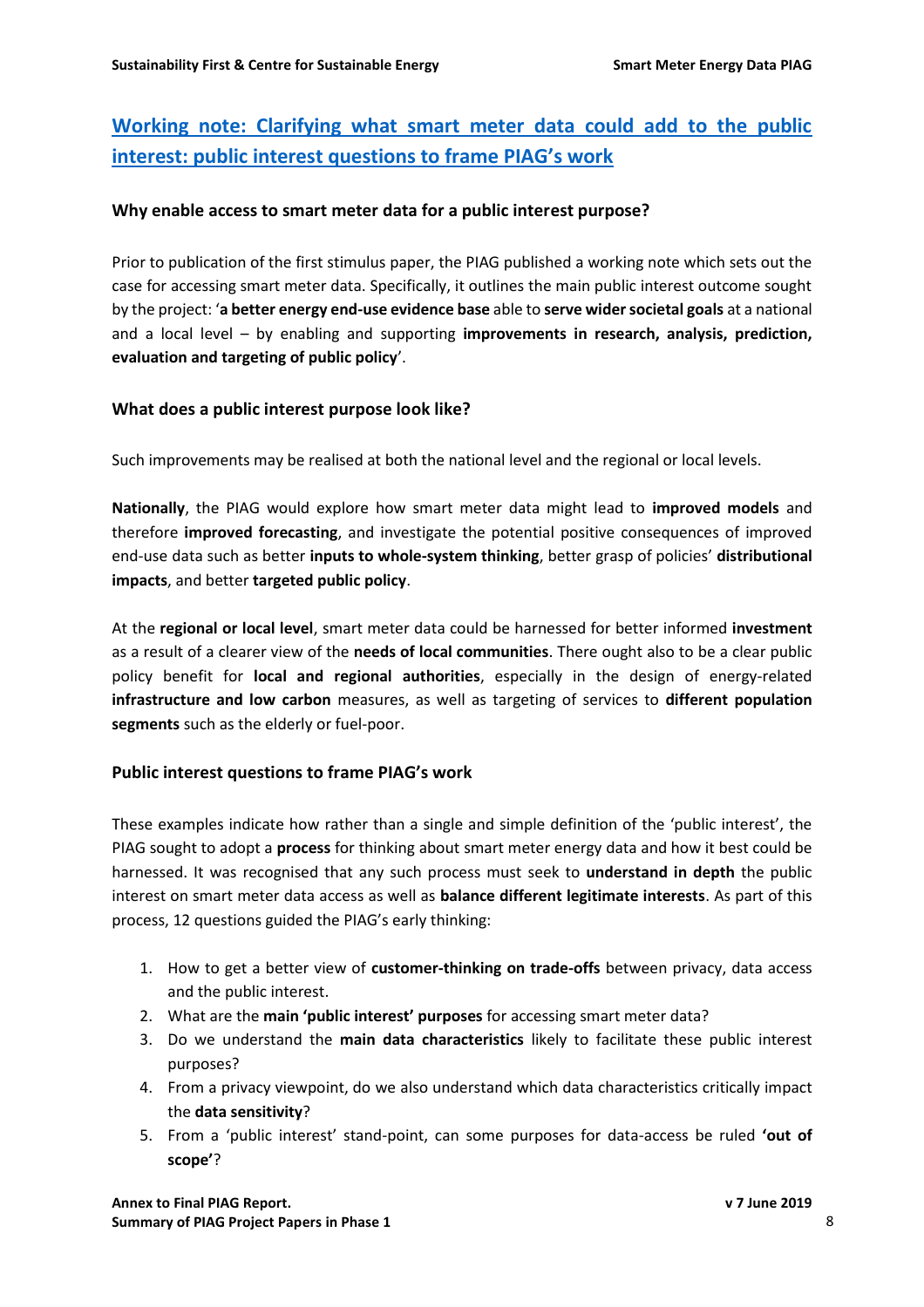## Working note: Clarifying what smart meter data could add to the public interest: public interest questions to frame PIAG's work

### Why enable access to smart meter data for a public interest purpose?

Prior to publication of the first stimulus paper, the PIAG published a working note which sets out the case for accessing smart meter data. Specifically, it outlines the main public interest outcome sought by the project: '**a better energy end-use evidence base** able to **serve wider societal goals** at a national and a local level – by enabling and supporting **improvements in research, analysis, prediction, evaluation and targeting of public policy**'.

### What does a public interest purpose look like?

Such improvements may be realised at both the national level and the regional or local levels.

**Nationally**, the PIAG would explore how smart meter data might lead to **improved models** and therefore **improved forecasting**, and investigate the potential positive consequences of improved end-use data such as better **inputs to whole-system thinking**, better grasp of policies' **distributional impacts**, and better **targeted public policy**.

At the **regional or local level**, smart meter data could be harnessed for better informed **investment** as a result of a clearer view of the **needs of local communities**. There ought also to be a clear public policy benefit for **local and regional authorities**, especially in the design of energy-related **infrastructure and low carbon** measures, as well as targeting of services to **different population segments** such as the elderly or fuel-poor.

### Public interest questions to frame PIAG's work

These examples indicate how rather than a single and simple definition of the 'public interest', the PIAG sought to adopt a **process** for thinking about smart meter energy data and how it best could be harnessed. It was recognised that any such process must seek to **understand in depth** the public interest on smart meter data access as well as **balance different legitimate interests**. As part of this process, 12 questions guided the PIAG's early thinking:

1. How to get a better view of **customer-thinking on trade-offs** between privacy, data access and the public interest.
2. What are the **main 'public interest' purposes** for accessing smart meter data?
3. Do we understand the **main data characteristics** likely to facilitate these public interest purposes?
4. From a privacy viewpoint, do we also understand which data characteristics critically impact the **data sensitivity**?
5. From a 'public interest' stand-point, can some purposes for data-access be ruled **'out of scope'**?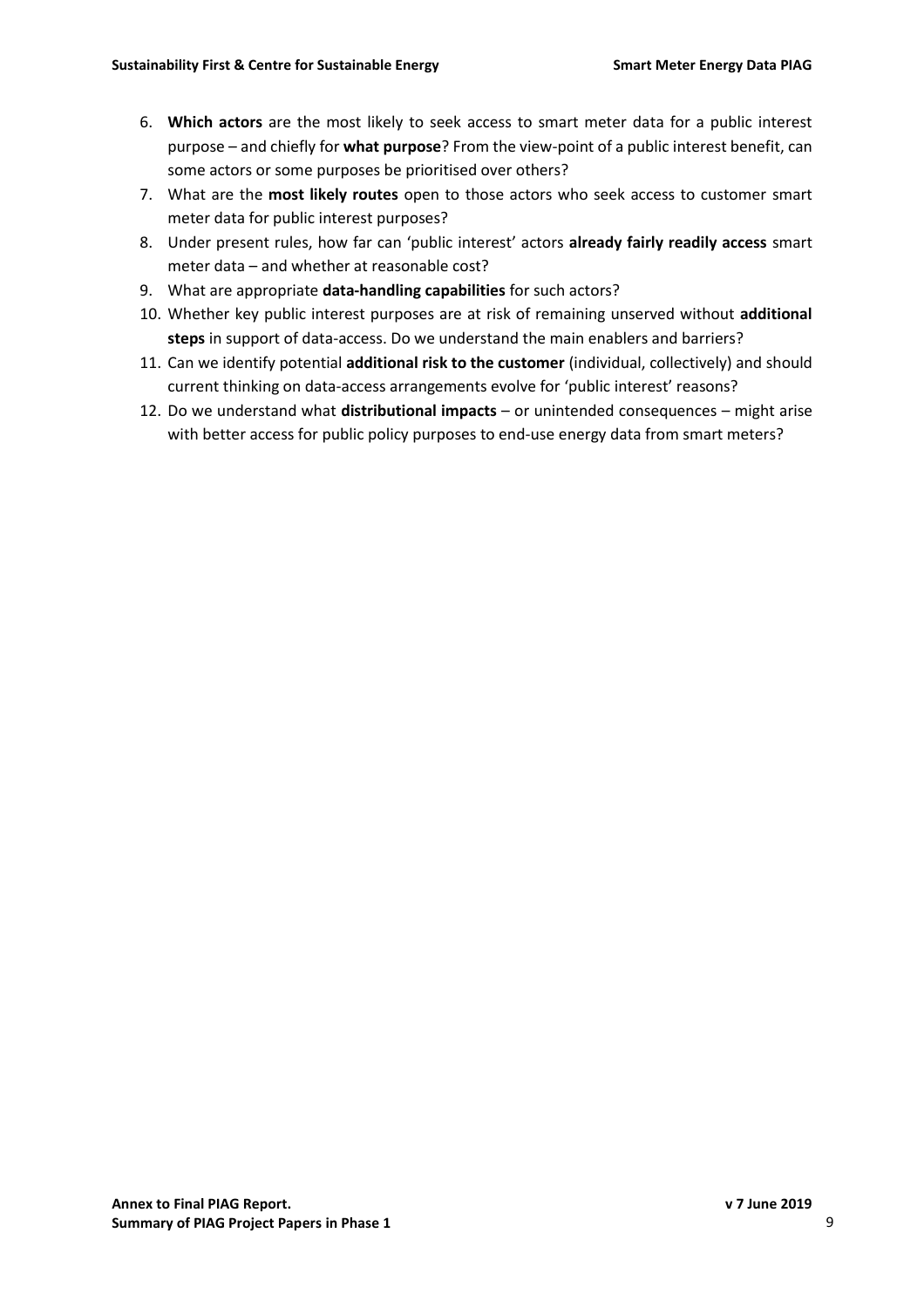6. **Which actors** are the most likely to seek access to smart meter data for a public interest purpose – and chiefly for **what purpose**? From the view-point of a public interest benefit, can some actors or some purposes be prioritised over others?
7. What are the **most likely routes** open to those actors who seek access to customer smart meter data for public interest purposes?
8. Under present rules, how far can 'public interest' actors **already fairly readily access** smart meter data – and whether at reasonable cost?
9. What are appropriate **data-handling capabilities** for such actors?
10. Whether key public interest purposes are at risk of remaining unserved without **additional steps** in support of data-access. Do we understand the main enablers and barriers?
11. Can we identify potential **additional risk to the customer** (individual, collectively) and should current thinking on data-access arrangements evolve for 'public interest' reasons?
12. Do we understand what **distributional impacts** – or unintended consequences – might arise with better access for public policy purposes to end-use energy data from smart meters?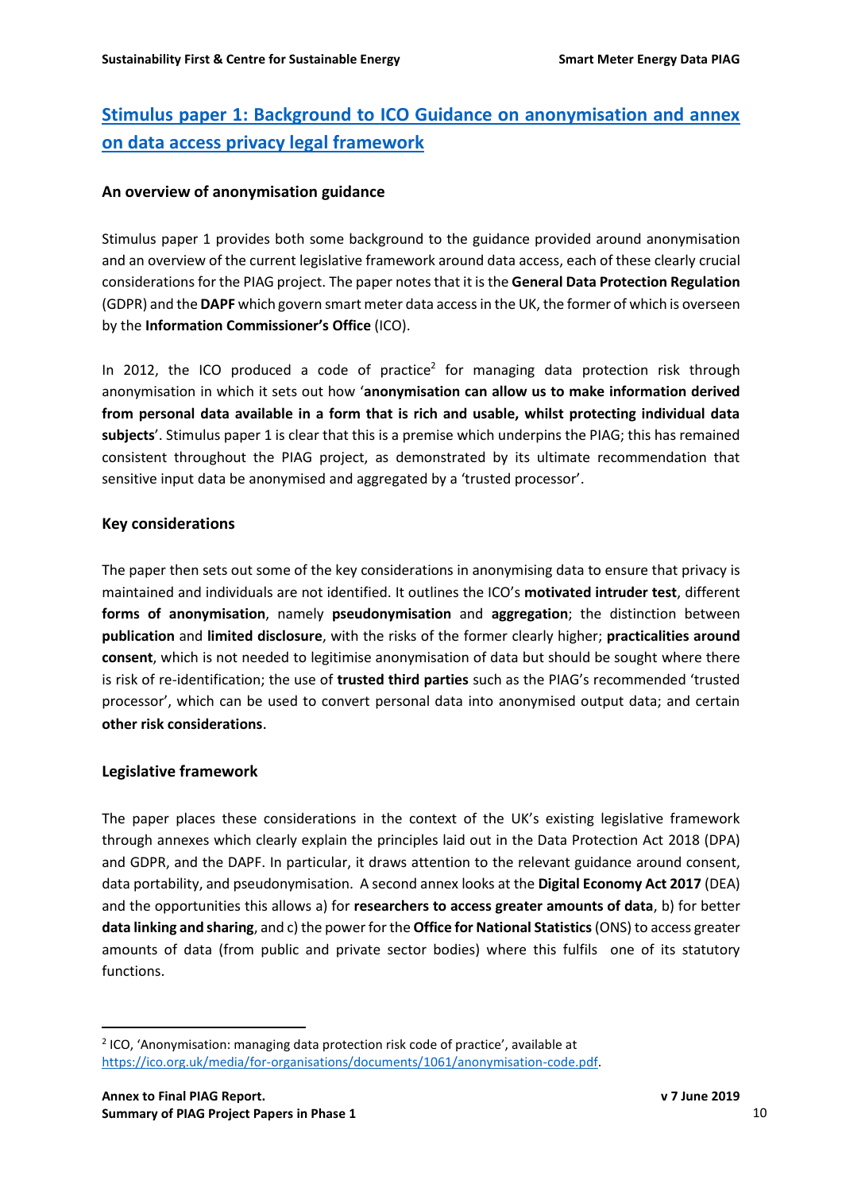## Stimulus paper 1: Background to ICO Guidance on anonymisation and annex on data access privacy legal framework

### An overview of anonymisation guidance

Stimulus paper 1 provides both some background to the guidance provided around anonymisation and an overview of the current legislative framework around data access, each of these clearly crucial considerations for the PIAG project. The paper notes that it is the **General Data Protection Regulation** (GDPR) and the **DAPF** which govern smart meter data access in the UK, the former of which is overseen by the **Information Commissioner's Office** (ICO).

In 2012, the ICO produced a code of practice[2] for managing data protection risk through anonymisation in which it sets out how '**anonymisation can allow us to make information derived from personal data available in a form that is rich and usable, whilst protecting individual data subjects**'. Stimulus paper 1 is clear that this is a premise which underpins the PIAG; this has remained consistent throughout the PIAG project, as demonstrated by its ultimate recommendation that sensitive input data be anonymised and aggregated by a 'trusted processor'.

### Key considerations

The paper then sets out some of the key considerations in anonymising data to ensure that privacy is maintained and individuals are not identified. It outlines the ICO's **motivated intruder test**, different **forms of anonymisation**, namely **pseudonymisation** and **aggregation**; the distinction between **publication** and **limited disclosure**, with the risks of the former clearly higher; **practicalities around consent**, which is not needed to legitimise anonymisation of data but should be sought where there is risk of re-identification; the use of **trusted third parties** such as the PIAG's recommended 'trusted processor', which can be used to convert personal data into anonymised output data; and certain **other risk considerations**.

### Legislative framework

The paper places these considerations in the context of the UK's existing legislative framework through annexes which clearly explain the principles laid out in the Data Protection Act 2018 (DPA) and GDPR, and the DAPF. In particular, it draws attention to the relevant guidance around consent, data portability, and pseudonymisation. A second annex looks at the **Digital Economy Act 2017** (DEA) and the opportunities this allows a) for **researchers to access greater amounts of data**, b) for better **data linking and sharing**, and c) the power for the **Office for National Statistics** (ONS) to access greater amounts of data (from public and private sector bodies) where this fulfils one of its statutory functions.

---

[2] ICO, 'Anonymisation: managing data protection risk code of practice', available at https://ico.org.uk/media/for-organisations/documents/1061/anonymisation-code.pdf.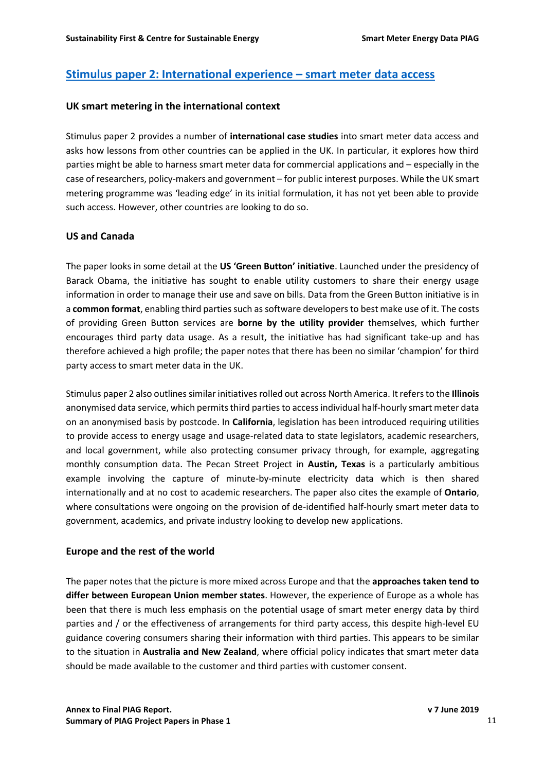## Stimulus paper 2: International experience – smart meter data access

### UK smart metering in the international context

Stimulus paper 2 provides a number of **international case studies** into smart meter data access and asks how lessons from other countries can be applied in the UK. In particular, it explores how third parties might be able to harness smart meter data for commercial applications and – especially in the case of researchers, policy-makers and government – for public interest purposes. While the UK smart metering programme was 'leading edge' in its initial formulation, it has not yet been able to provide such access. However, other countries are looking to do so.

### US and Canada

The paper looks in some detail at the **US 'Green Button' initiative**. Launched under the presidency of Barack Obama, the initiative has sought to enable utility customers to share their energy usage information in order to manage their use and save on bills. Data from the Green Button initiative is in a **common format**, enabling third parties such as software developers to best make use of it. The costs of providing Green Button services are **borne by the utility provider** themselves, which further encourages third party data usage. As a result, the initiative has had significant take-up and has therefore achieved a high profile; the paper notes that there has been no similar 'champion' for third party access to smart meter data in the UK.

Stimulus paper 2 also outlines similar initiatives rolled out across North America. It refers to the **Illinois** anonymised data service, which permits third parties to access individual half-hourly smart meter data on an anonymised basis by postcode. In **California**, legislation has been introduced requiring utilities to provide access to energy usage and usage-related data to state legislators, academic researchers, and local government, while also protecting consumer privacy through, for example, aggregating monthly consumption data. The Pecan Street Project in **Austin, Texas** is a particularly ambitious example involving the capture of minute-by-minute electricity data which is then shared internationally and at no cost to academic researchers. The paper also cites the example of **Ontario**, where consultations were ongoing on the provision of de-identified half-hourly smart meter data to government, academics, and private industry looking to develop new applications.

### Europe and the rest of the world

The paper notes that the picture is more mixed across Europe and that the **approaches taken tend to differ between European Union member states**. However, the experience of Europe as a whole has been that there is much less emphasis on the potential usage of smart meter energy data by third parties and / or the effectiveness of arrangements for third party access, this despite high-level EU guidance covering consumers sharing their information with third parties. This appears to be similar to the situation in **Australia and New Zealand**, where official policy indicates that smart meter data should be made available to the customer and third parties with customer consent.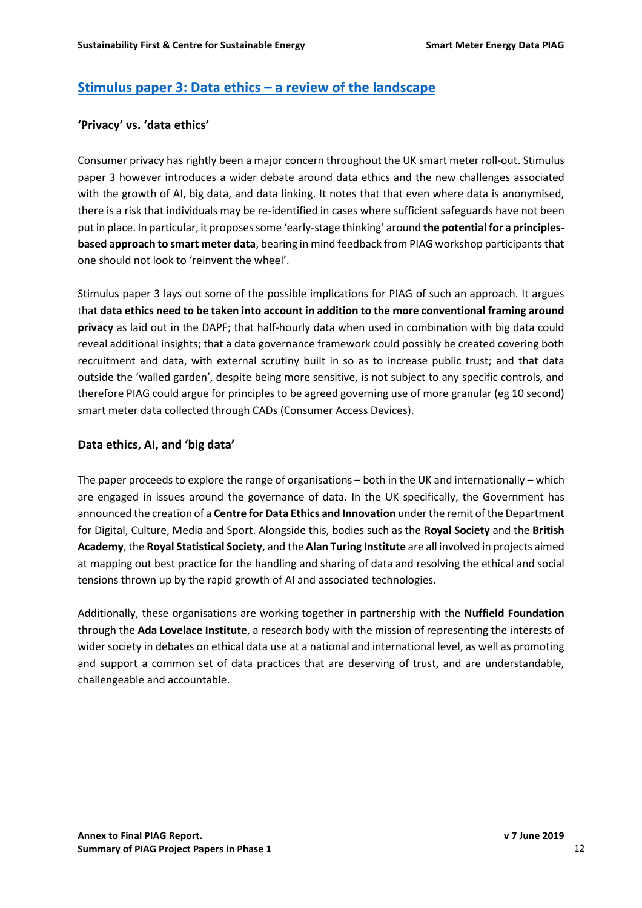## Stimulus paper 3: Data ethics – a review of the landscape

### 'Privacy' vs. 'data ethics'

Consumer privacy has rightly been a major concern throughout the UK smart meter roll-out. Stimulus paper 3 however introduces a wider debate around data ethics and the new challenges associated with the growth of AI, big data, and data linking. It notes that that even where data is anonymised, there is a risk that individuals may be re-identified in cases where sufficient safeguards have not been put in place. In particular, it proposes some 'early-stage thinking' around **the potential for a principles-based approach to smart meter data**, bearing in mind feedback from PIAG workshop participants that one should not look to 'reinvent the wheel'.

Stimulus paper 3 lays out some of the possible implications for PIAG of such an approach. It argues that **data ethics need to be taken into account in addition to the more conventional framing around privacy** as laid out in the DAPF; that half-hourly data when used in combination with big data could reveal additional insights; that a data governance framework could possibly be created covering both recruitment and data, with external scrutiny built in so as to increase public trust; and that data outside the 'walled garden', despite being more sensitive, is not subject to any specific controls, and therefore PIAG could argue for principles to be agreed governing use of more granular (eg 10 second) smart meter data collected through CADs (Consumer Access Devices).

### Data ethics, AI, and 'big data'

The paper proceeds to explore the range of organisations – both in the UK and internationally – which are engaged in issues around the governance of data. In the UK specifically, the Government has announced the creation of a **Centre for Data Ethics and Innovation** under the remit of the Department for Digital, Culture, Media and Sport. Alongside this, bodies such as the **Royal Society** and the **British Academy**, the **Royal Statistical Society**, and the **Alan Turing Institute** are all involved in projects aimed at mapping out best practice for the handling and sharing of data and resolving the ethical and social tensions thrown up by the rapid growth of AI and associated technologies.

Additionally, these organisations are working together in partnership with the **Nuffield Foundation** through the **Ada Lovelace Institute**, a research body with the mission of representing the interests of wider society in debates on ethical data use at a national and international level, as well as promoting and support a common set of data practices that are deserving of trust, and are understandable, challengeable and accountable.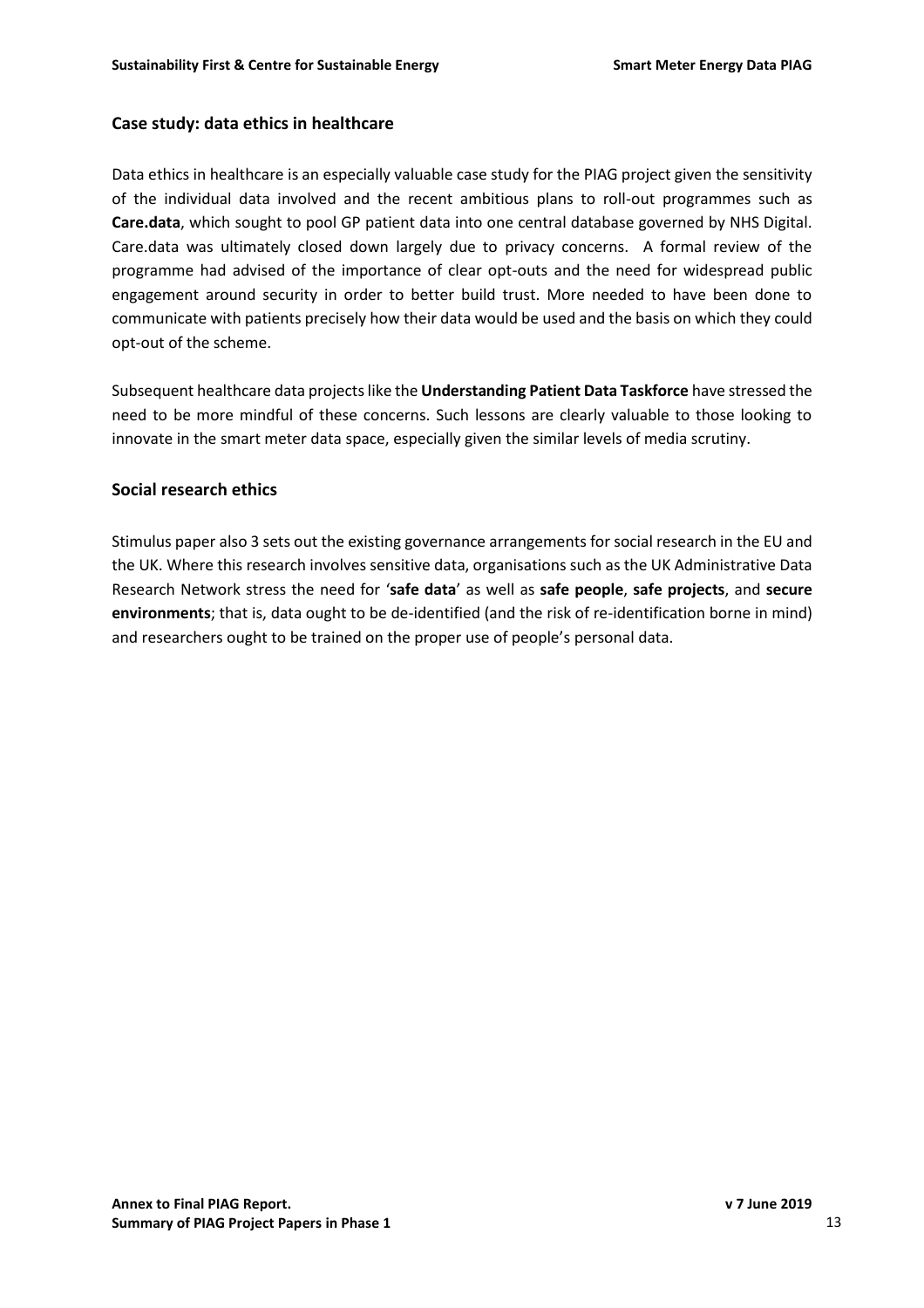## Case study: data ethics in healthcare

Data ethics in healthcare is an especially valuable case study for the PIAG project given the sensitivity of the individual data involved and the recent ambitious plans to roll-out programmes such as **Care.data**, which sought to pool GP patient data into one central database governed by NHS Digital. Care.data was ultimately closed down largely due to privacy concerns. A formal review of the programme had advised of the importance of clear opt-outs and the need for widespread public engagement around security in order to better build trust. More needed to have been done to communicate with patients precisely how their data would be used and the basis on which they could opt-out of the scheme.

Subsequent healthcare data projects like the **Understanding Patient Data Taskforce** have stressed the need to be more mindful of these concerns. Such lessons are clearly valuable to those looking to innovate in the smart meter data space, especially given the similar levels of media scrutiny.

## Social research ethics

Stimulus paper also 3 sets out the existing governance arrangements for social research in the EU and the UK. Where this research involves sensitive data, organisations such as the UK Administrative Data Research Network stress the need for '**safe data**' as well as **safe people**, **safe projects**, and **secure environments**; that is, data ought to be de-identified (and the risk of re-identification borne in mind) and researchers ought to be trained on the proper use of people's personal data.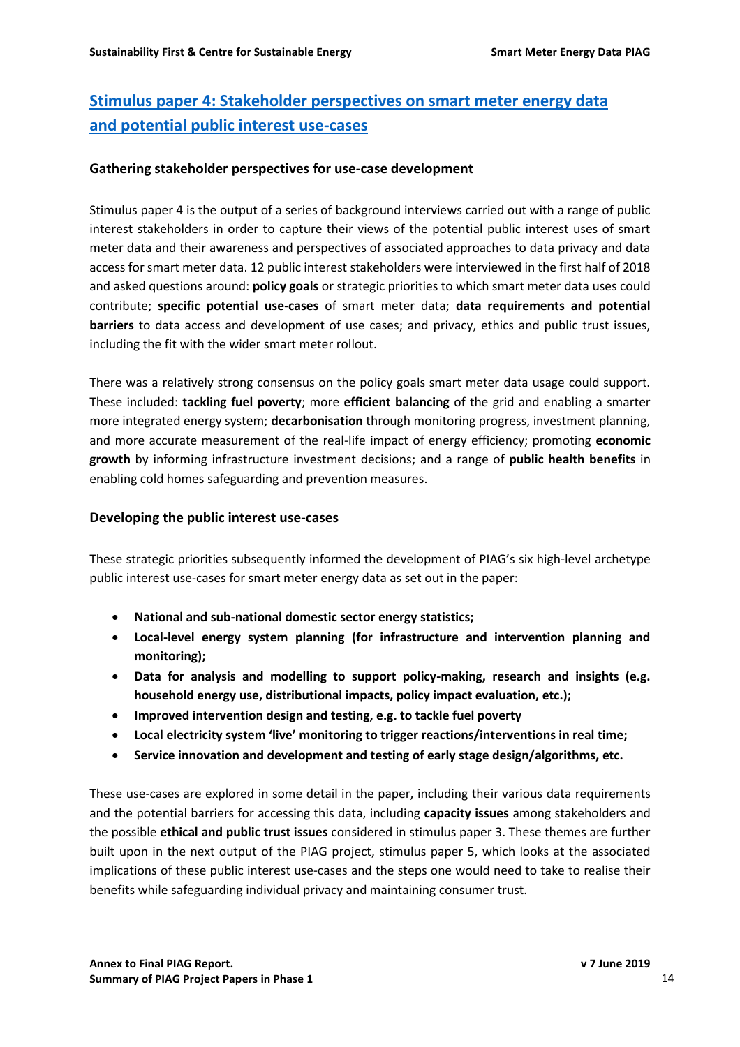## Stimulus paper 4: Stakeholder perspectives on smart meter energy data and potential public interest use-cases

### Gathering stakeholder perspectives for use-case development

Stimulus paper 4 is the output of a series of background interviews carried out with a range of public interest stakeholders in order to capture their views of the potential public interest uses of smart meter data and their awareness and perspectives of associated approaches to data privacy and data access for smart meter data. 12 public interest stakeholders were interviewed in the first half of 2018 and asked questions around: **policy goals** or strategic priorities to which smart meter data uses could contribute; **specific potential use-cases** of smart meter data; **data requirements and potential barriers** to data access and development of use cases; and privacy, ethics and public trust issues, including the fit with the wider smart meter rollout.

There was a relatively strong consensus on the policy goals smart meter data usage could support. These included: **tackling fuel poverty**; more **efficient balancing** of the grid and enabling a smarter more integrated energy system; **decarbonisation** through monitoring progress, investment planning, and more accurate measurement of the real-life impact of energy efficiency; promoting **economic growth** by informing infrastructure investment decisions; and a range of **public health benefits** in enabling cold homes safeguarding and prevention measures.

### Developing the public interest use-cases

These strategic priorities subsequently informed the development of PIAG's six high-level archetype public interest use-cases for smart meter energy data as set out in the paper:

- **National and sub-national domestic sector energy statistics;**
- **Local-level energy system planning (for infrastructure and intervention planning and monitoring);**
- **Data for analysis and modelling to support policy-making, research and insights (e.g. household energy use, distributional impacts, policy impact evaluation, etc.);**
- **Improved intervention design and testing, e.g. to tackle fuel poverty**
- **Local electricity system 'live' monitoring to trigger reactions/interventions in real time;**
- **Service innovation and development and testing of early stage design/algorithms, etc.**

These use-cases are explored in some detail in the paper, including their various data requirements and the potential barriers for accessing this data, including **capacity issues** among stakeholders and the possible **ethical and public trust issues** considered in stimulus paper 3. These themes are further built upon in the next output of the PIAG project, stimulus paper 5, which looks at the associated implications of these public interest use-cases and the steps one would need to take to realise their benefits while safeguarding individual privacy and maintaining consumer trust.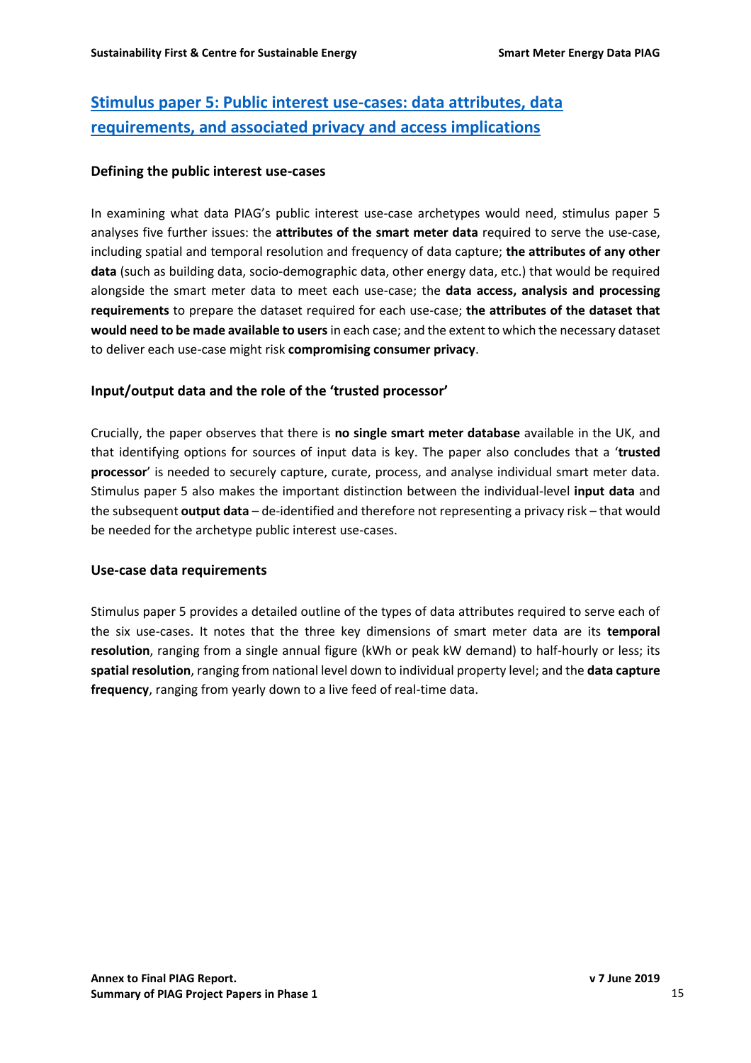## Stimulus paper 5: Public interest use-cases: data attributes, data requirements, and associated privacy and access implications

### Defining the public interest use-cases

In examining what data PIAG's public interest use-case archetypes would need, stimulus paper 5 analyses five further issues: the **attributes of the smart meter data** required to serve the use-case, including spatial and temporal resolution and frequency of data capture; **the attributes of any other data** (such as building data, socio-demographic data, other energy data, etc.) that would be required alongside the smart meter data to meet each use-case; the **data access, analysis and processing requirements** to prepare the dataset required for each use-case; **the attributes of the dataset that would need to be made available to users** in each case; and the extent to which the necessary dataset to deliver each use-case might risk **compromising consumer privacy**.

### Input/output data and the role of the 'trusted processor'

Crucially, the paper observes that there is **no single smart meter database** available in the UK, and that identifying options for sources of input data is key. The paper also concludes that a '**trusted processor**' is needed to securely capture, curate, process, and analyse individual smart meter data. Stimulus paper 5 also makes the important distinction between the individual-level **input data** and the subsequent **output data** – de-identified and therefore not representing a privacy risk – that would be needed for the archetype public interest use-cases.

### Use-case data requirements

Stimulus paper 5 provides a detailed outline of the types of data attributes required to serve each of the six use-cases. It notes that the three key dimensions of smart meter data are its **temporal resolution**, ranging from a single annual figure (kWh or peak kW demand) to half-hourly or less; its **spatial resolution**, ranging from national level down to individual property level; and the **data capture frequency**, ranging from yearly down to a live feed of real-time data.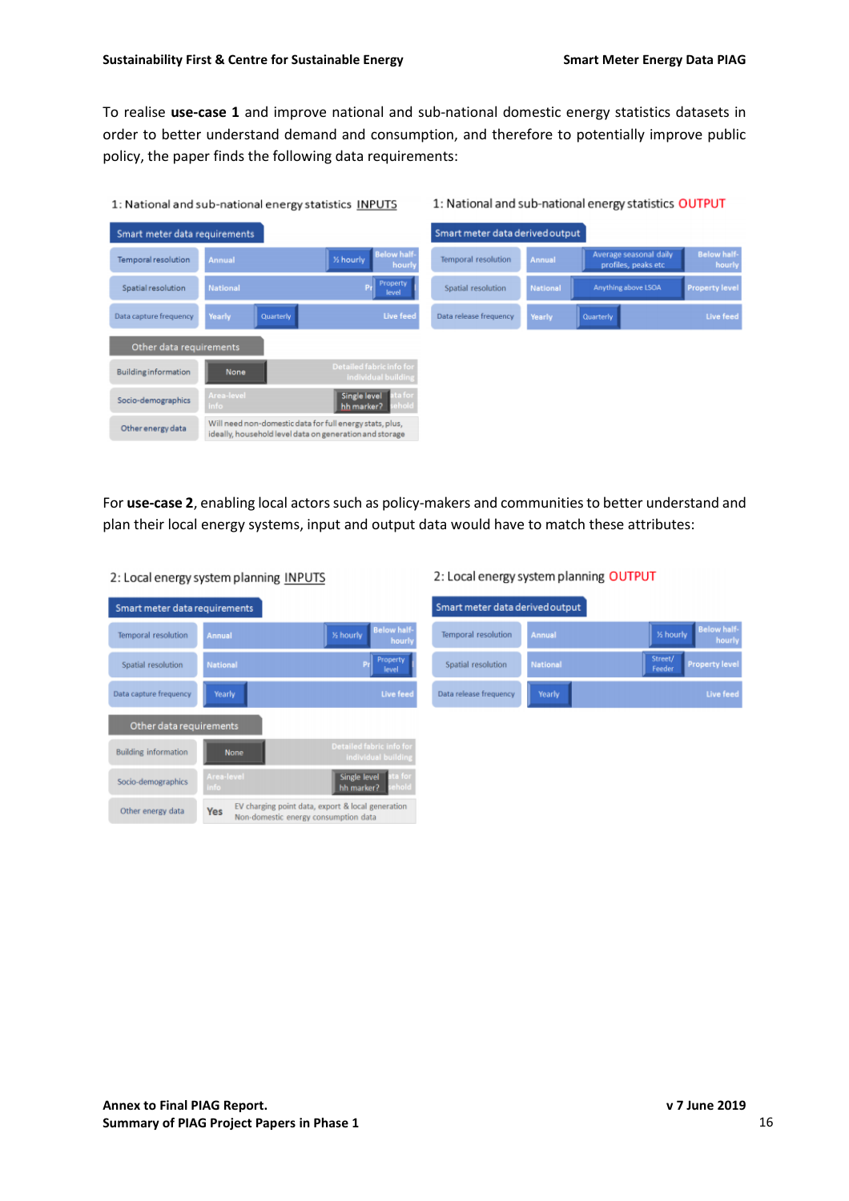To realise **use-case 1** and improve national and sub-national domestic energy statistics datasets in order to better understand demand and consumption, and therefore to potentially improve public policy, the paper finds the following data requirements:

**1: National and sub-national energy statistics INPUTS**

| Smart meter data requirements | | | |
|---|---|---|---|
| Temporal resolution | Annual | ½ hourly | Below half-hourly |
| Spatial resolution | National | Pr | Property level |
| Data capture frequency | Yearly | Quarterly | Live feed |

| Other data requirements | | | |
|---|---|---|---|
| Building information | None | | Detailed fabric info for individual building |
| Socio-demographics | Area-level info | Single level hh marker? | ata for ehold |
| Other energy data | Will need non-domestic data for full energy stats, plus, ideally, household level data on generation and storage | | |

**1: National and sub-national energy statistics OUTPUT**

| Smart meter data derived output | | | |
|---|---|---|---|
| Temporal resolution | Annual | Average seasonal daily profiles, peaks etc | Below half-hourly |
| Spatial resolution | National | Anything above LSOA | Property level |
| Data release frequency | Yearly | Quarterly | Live feed |

For **use-case 2**, enabling local actors such as policy-makers and communities to better understand and plan their local energy systems, input and output data would have to match these attributes:

**2: Local energy system planning INPUTS**

| Smart meter data requirements | | | |
|---|---|---|---|
| Temporal resolution | Annual | ½ hourly | Below half-hourly |
| Spatial resolution | National | Pr | Property level |
| Data capture frequency | Yearly | | Live feed |

| Other data requirements | | | |
|---|---|---|---|
| Building information | None | | Detailed fabric info for individual building |
| Socio-demographics | Area-level info | Single level hh marker? | ata for ehold |
| Other energy data | Yes | EV charging point data, export & local generation<br>Non-domestic energy consumption data | |

**2: Local energy system planning OUTPUT**

| Smart meter data derived output | | | |
|---|---|---|---|
| Temporal resolution | Annual | ½ hourly | Below half-hourly |
| Spatial resolution | National | Street/Feeder | Property level |
| Data release frequency | Yearly | | Live feed |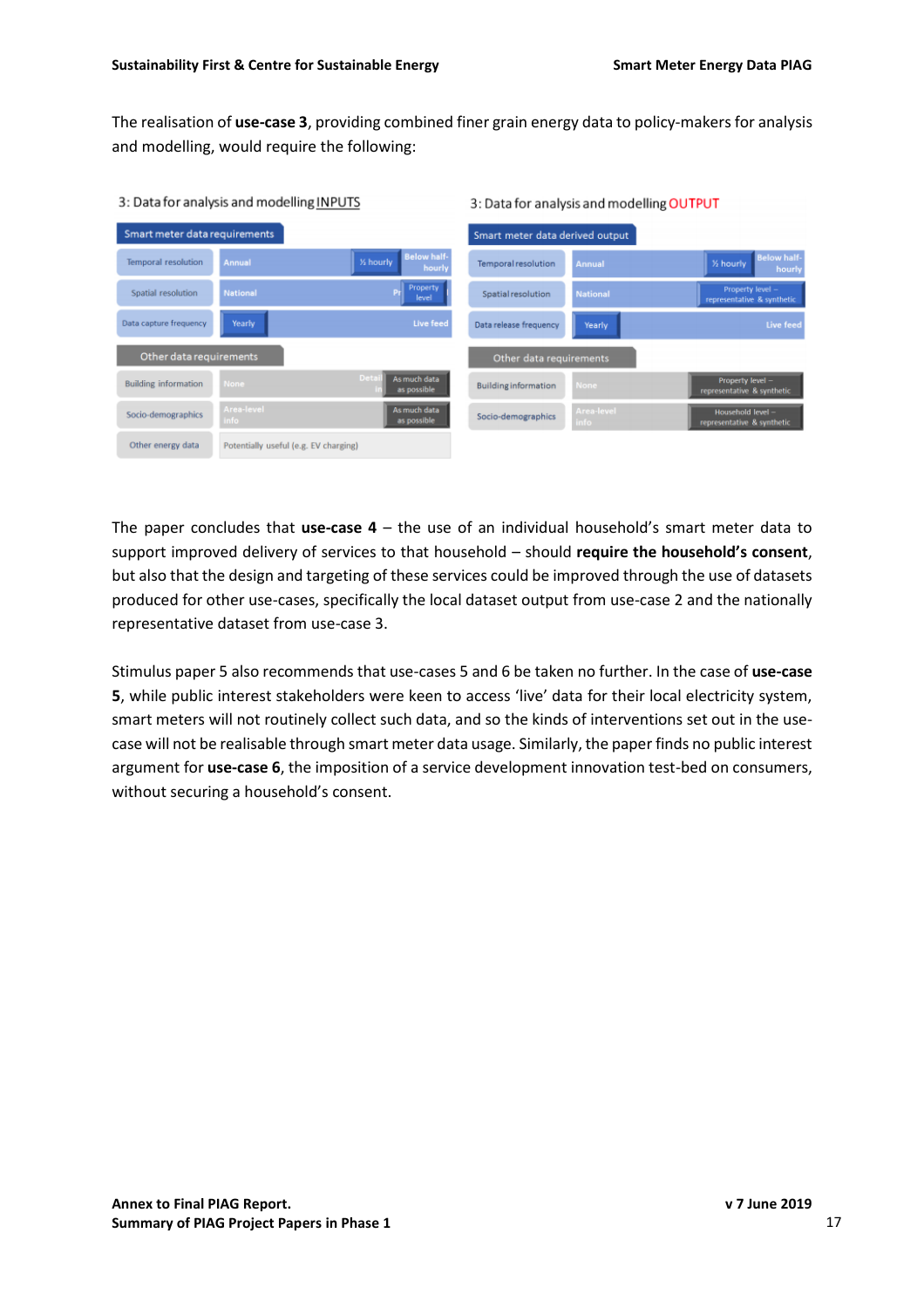The realisation of **use-case 3**, providing combined finer grain energy data to policy-makers for analysis and modelling, would require the following:

3: Data for analysis and modelling INPUTS

| Smart meter data requirements | | | |
|---|---|---|---|
| Temporal resolution | Annual | ½ hourly | Below half-hourly |
| Spatial resolution | National | Pr | Property level |
| Data capture frequency | Yearly | | Live feed |

| Other data requirements | | | |
|---|---|---|---|
| Building information | None | Detail in | As much data as possible |
| Socio-demographics | Area-level info | | As much data as possible |
| Other energy data | Potentially useful (e.g. EV charging) | | |

3: Data for analysis and modelling OUTPUT

| Smart meter data derived output | | | |
|---|---|---|---|
| Temporal resolution | Annual | ½ hourly | Below half-hourly |
| Spatial resolution | National | | Property level – representative & synthetic |
| Data release frequency | Yearly | | Live feed |

| Other data requirements | | |
|---|---|---|
| Building information | None | Property level – representative & synthetic |
| Socio-demographics | Area-level info | Household level – representative & synthetic |

The paper concludes that **use-case 4** – the use of an individual household's smart meter data to support improved delivery of services to that household – should **require the household's consent**, but also that the design and targeting of these services could be improved through the use of datasets produced for other use-cases, specifically the local dataset output from use-case 2 and the nationally representative dataset from use-case 3.

Stimulus paper 5 also recommends that use-cases 5 and 6 be taken no further. In the case of **use-case 5**, while public interest stakeholders were keen to access 'live' data for their local electricity system, smart meters will not routinely collect such data, and so the kinds of interventions set out in the use-case will not be realisable through smart meter data usage. Similarly, the paper finds no public interest argument for **use-case 6**, the imposition of a service development innovation test-bed on consumers, without securing a household's consent.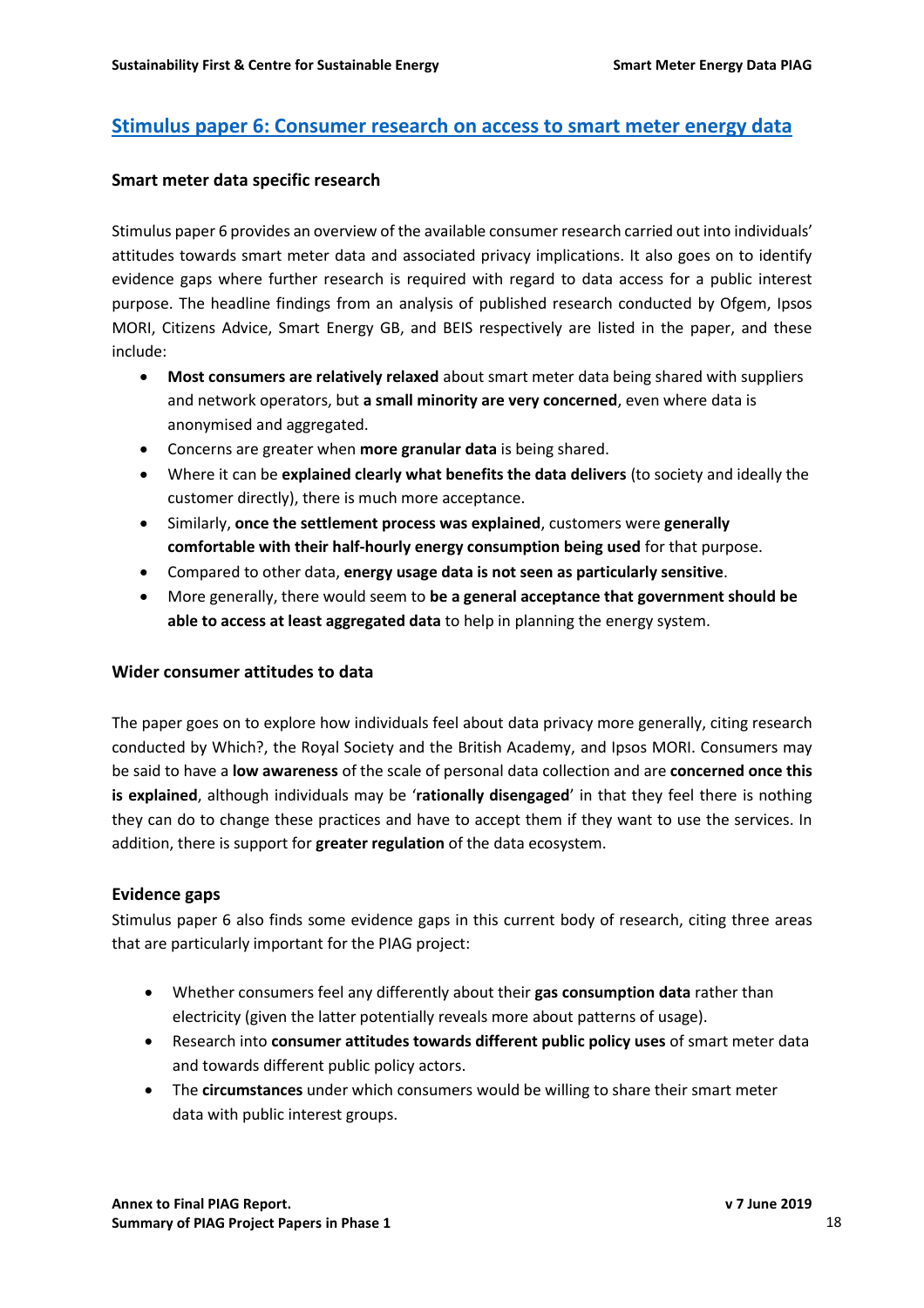## Stimulus paper 6: Consumer research on access to smart meter energy data

### Smart meter data specific research

Stimulus paper 6 provides an overview of the available consumer research carried out into individuals' attitudes towards smart meter data and associated privacy implications. It also goes on to identify evidence gaps where further research is required with regard to data access for a public interest purpose. The headline findings from an analysis of published research conducted by Ofgem, Ipsos MORI, Citizens Advice, Smart Energy GB, and BEIS respectively are listed in the paper, and these include:

- **Most consumers are relatively relaxed** about smart meter data being shared with suppliers and network operators, but **a small minority are very concerned**, even where data is anonymised and aggregated.
- Concerns are greater when **more granular data** is being shared.
- Where it can be **explained clearly what benefits the data delivers** (to society and ideally the customer directly), there is much more acceptance.
- Similarly, **once the settlement process was explained**, customers were **generally comfortable with their half-hourly energy consumption being used** for that purpose.
- Compared to other data, **energy usage data is not seen as particularly sensitive**.
- More generally, there would seem to **be a general acceptance that government should be able to access at least aggregated data** to help in planning the energy system.

### Wider consumer attitudes to data

The paper goes on to explore how individuals feel about data privacy more generally, citing research conducted by Which?, the Royal Society and the British Academy, and Ipsos MORI. Consumers may be said to have a **low awareness** of the scale of personal data collection and are **concerned once this is explained**, although individuals may be '**rationally disengaged**' in that they feel there is nothing they can do to change these practices and have to accept them if they want to use the services. In addition, there is support for **greater regulation** of the data ecosystem.

### Evidence gaps

Stimulus paper 6 also finds some evidence gaps in this current body of research, citing three areas that are particularly important for the PIAG project:

- Whether consumers feel any differently about their **gas consumption data** rather than electricity (given the latter potentially reveals more about patterns of usage).
- Research into **consumer attitudes towards different public policy uses** of smart meter data and towards different public policy actors.
- The **circumstances** under which consumers would be willing to share their smart meter data with public interest groups.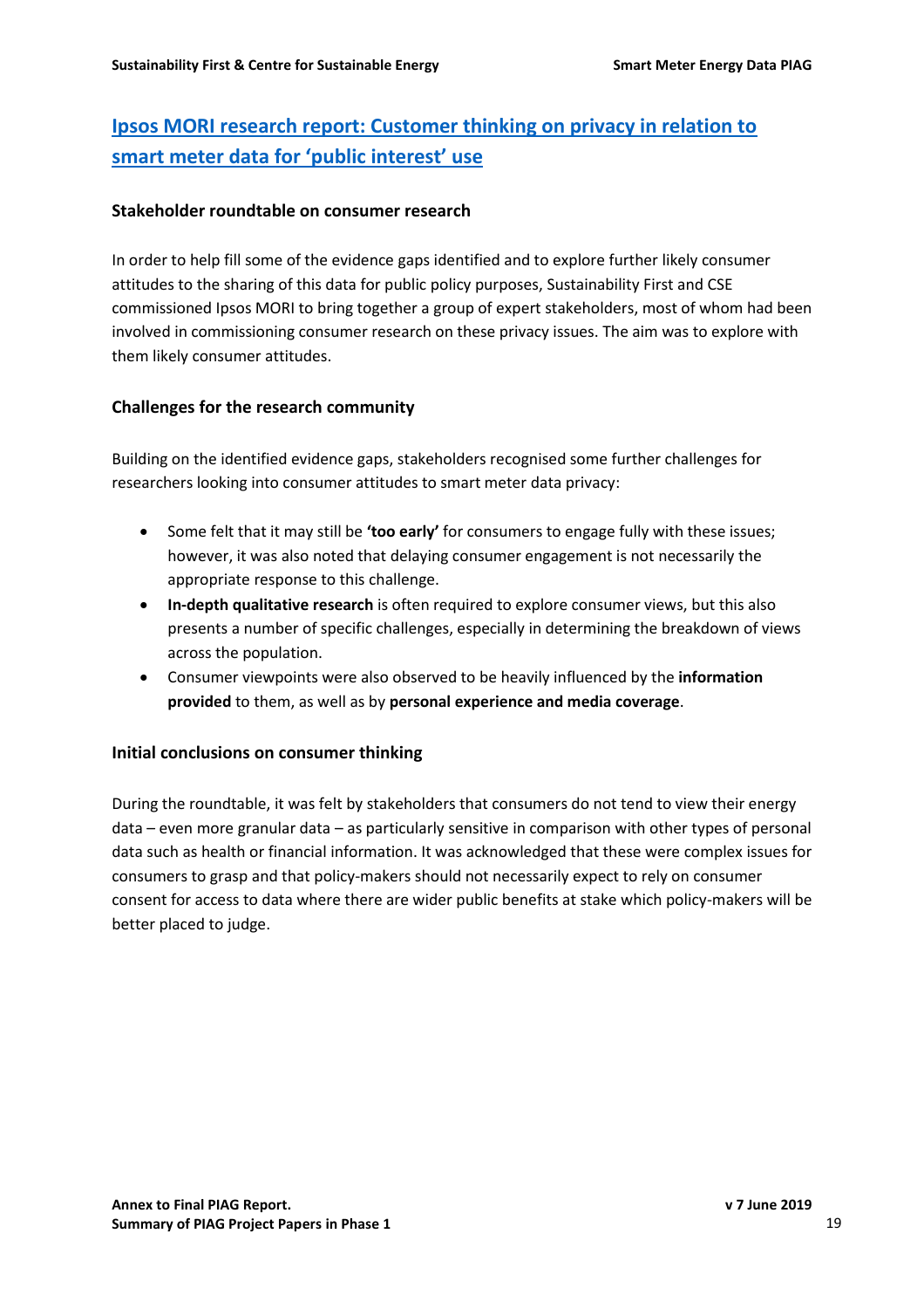## Ipsos MORI research report: Customer thinking on privacy in relation to smart meter data for 'public interest' use

### Stakeholder roundtable on consumer research

In order to help fill some of the evidence gaps identified and to explore further likely consumer attitudes to the sharing of this data for public policy purposes, Sustainability First and CSE commissioned Ipsos MORI to bring together a group of expert stakeholders, most of whom had been involved in commissioning consumer research on these privacy issues. The aim was to explore with them likely consumer attitudes.

### Challenges for the research community

Building on the identified evidence gaps, stakeholders recognised some further challenges for researchers looking into consumer attitudes to smart meter data privacy:

- Some felt that it may still be **'too early'** for consumers to engage fully with these issues; however, it was also noted that delaying consumer engagement is not necessarily the appropriate response to this challenge.
- **In-depth qualitative research** is often required to explore consumer views, but this also presents a number of specific challenges, especially in determining the breakdown of views across the population.
- Consumer viewpoints were also observed to be heavily influenced by the **information provided** to them, as well as by **personal experience and media coverage**.

### Initial conclusions on consumer thinking

During the roundtable, it was felt by stakeholders that consumers do not tend to view their energy data – even more granular data – as particularly sensitive in comparison with other types of personal data such as health or financial information. It was acknowledged that these were complex issues for consumers to grasp and that policy-makers should not necessarily expect to rely on consumer consent for access to data where there are wider public benefits at stake which policy-makers will be better placed to judge.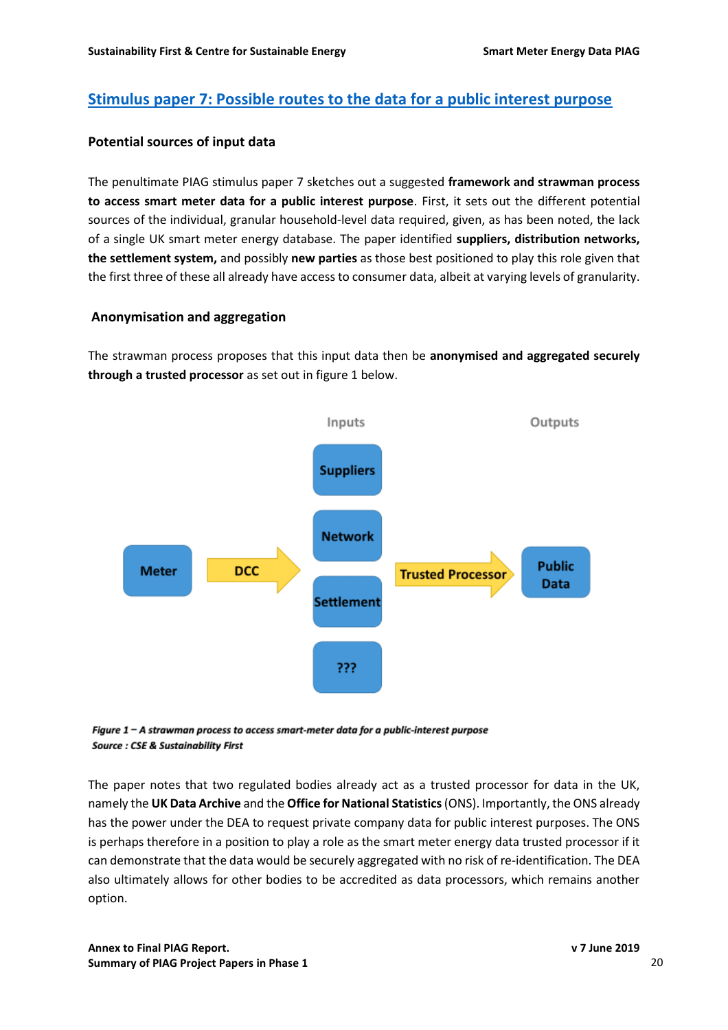## [Stimulus paper 7: Possible routes to the data for a public interest purpose]()

### Potential sources of input data

The penultimate PIAG stimulus paper 7 sketches out a suggested **framework and strawman process to access smart meter data for a public interest purpose**. First, it sets out the different potential sources of the individual, granular household-level data required, given, as has been noted, the lack of a single UK smart meter energy database. The paper identified **suppliers, distribution networks, the settlement system,** and possibly **new parties** as those best positioned to play this role given that the first three of these all already have access to consumer data, albeit at varying levels of granularity.

### Anonymisation and aggregation

The strawman process proposes that this input data then be **anonymised and aggregated securely through a trusted processor** as set out in figure 1 below.

Inputs

Outputs

Meter → DCC → Suppliers / Network / Settlement / ??? → Trusted Processor → Public Data

***Figure 1 – A strawman process to access smart-meter data for a public-interest purpose***
***Source : CSE & Sustainability First***

The paper notes that two regulated bodies already act as a trusted processor for data in the UK, namely the **UK Data Archive** and the **Office for National Statistics** (ONS). Importantly, the ONS already has the power under the DEA to request private company data for public interest purposes. The ONS is perhaps therefore in a position to play a role as the smart meter energy data trusted processor if it can demonstrate that the data would be securely aggregated with no risk of re-identification. The DEA also ultimately allows for other bodies to be accredited as data processors, which remains another option.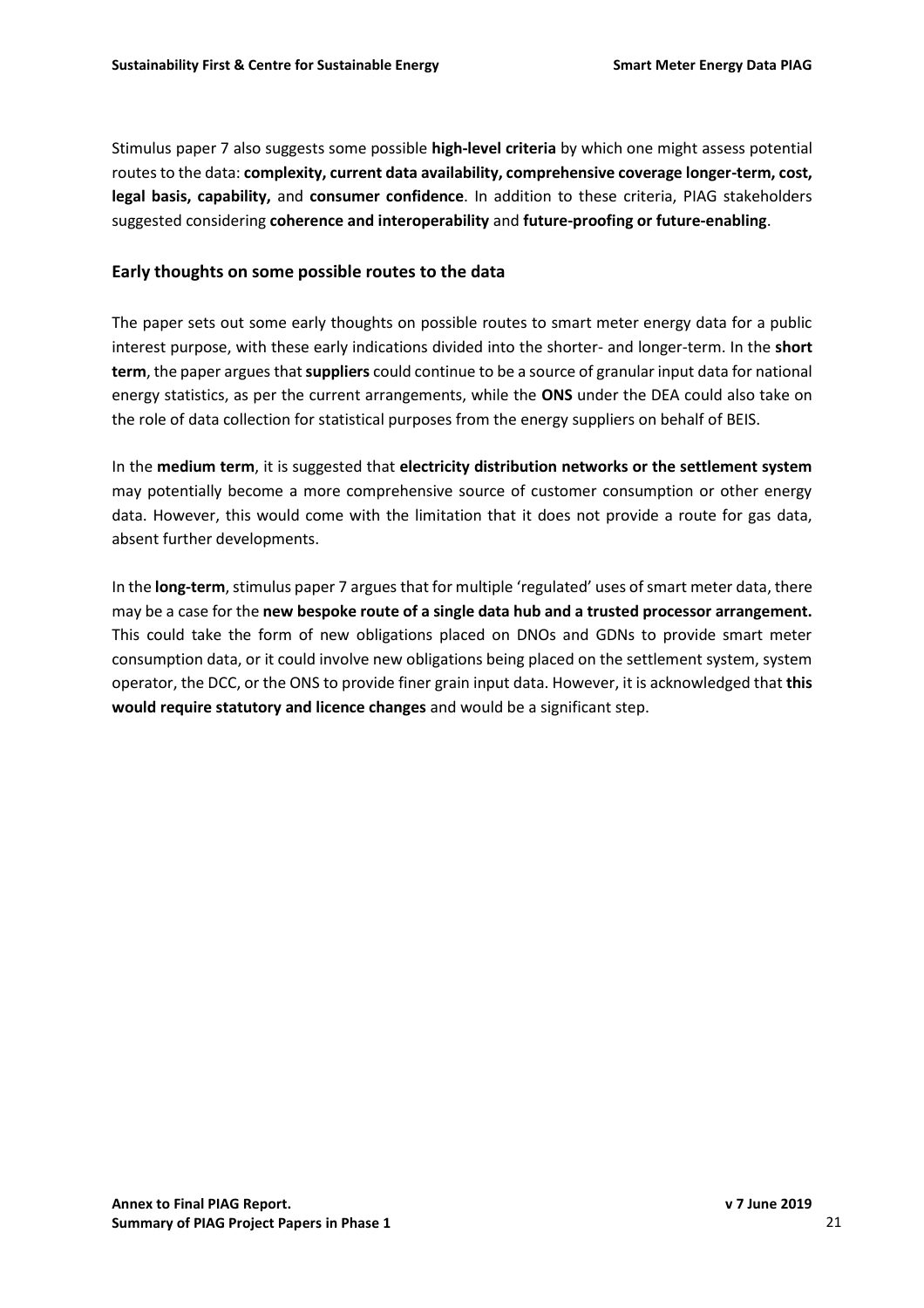Stimulus paper 7 also suggests some possible **high-level criteria** by which one might assess potential routes to the data: **complexity, current data availability, comprehensive coverage longer-term, cost, legal basis, capability,** and **consumer confidence**. In addition to these criteria, PIAG stakeholders suggested considering **coherence and interoperability** and **future-proofing or future-enabling**.

### Early thoughts on some possible routes to the data

The paper sets out some early thoughts on possible routes to smart meter energy data for a public interest purpose, with these early indications divided into the shorter- and longer-term. In the **short term**, the paper argues that **suppliers** could continue to be a source of granular input data for national energy statistics, as per the current arrangements, while the **ONS** under the DEA could also take on the role of data collection for statistical purposes from the energy suppliers on behalf of BEIS.

In the **medium term**, it is suggested that **electricity distribution networks or the settlement system** may potentially become a more comprehensive source of customer consumption or other energy data. However, this would come with the limitation that it does not provide a route for gas data, absent further developments.

In the **long-term**, stimulus paper 7 argues that for multiple 'regulated' uses of smart meter data, there may be a case for the **new bespoke route of a single data hub and a trusted processor arrangement.** This could take the form of new obligations placed on DNOs and GDNs to provide smart meter consumption data, or it could involve new obligations being placed on the settlement system, system operator, the DCC, or the ONS to provide finer grain input data. However, it is acknowledged that **this would require statutory and licence changes** and would be a significant step.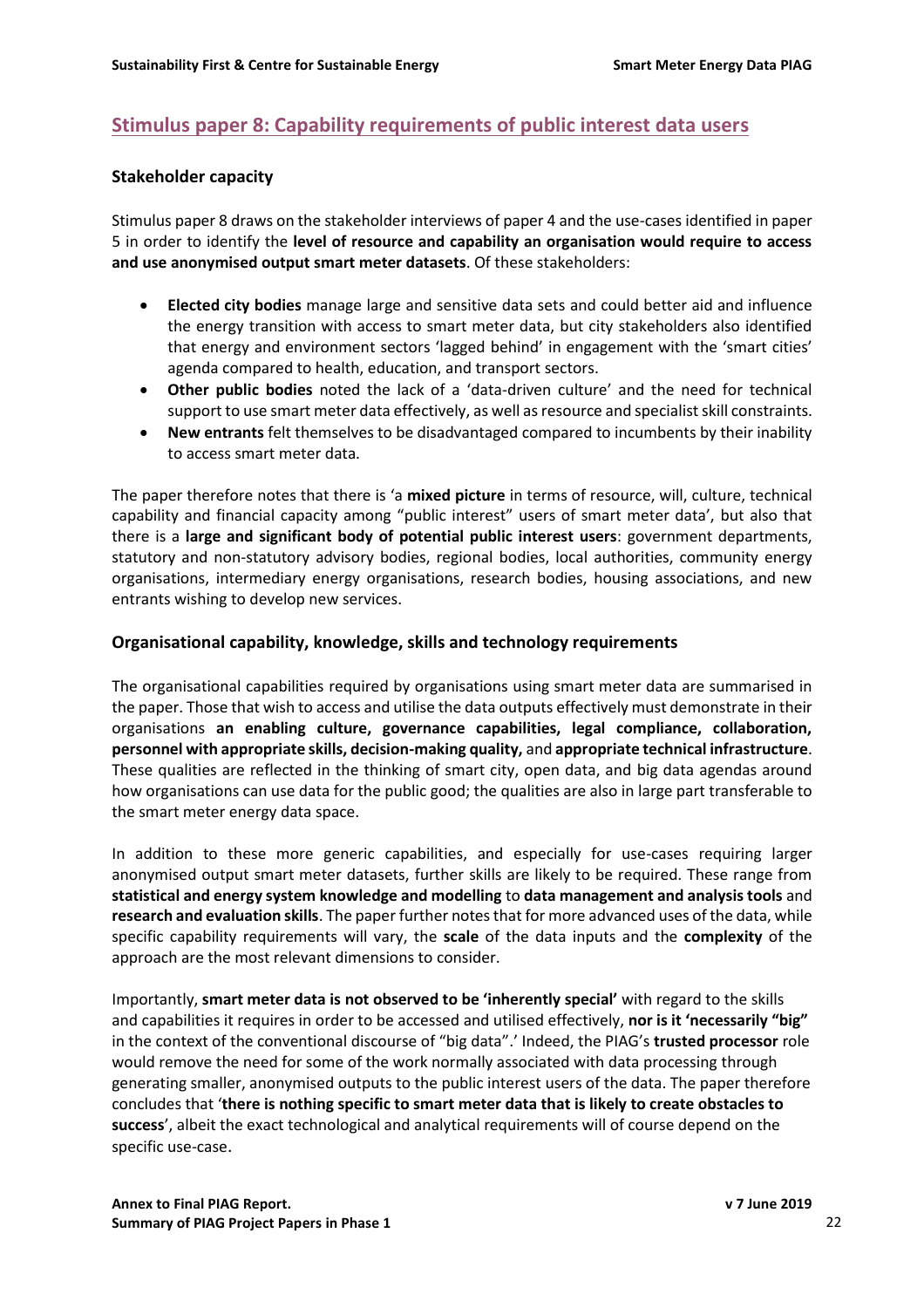## Stimulus paper 8: Capability requirements of public interest data users

### Stakeholder capacity

Stimulus paper 8 draws on the stakeholder interviews of paper 4 and the use-cases identified in paper 5 in order to identify the **level of resource and capability an organisation would require to access and use anonymised output smart meter datasets**. Of these stakeholders:

- **Elected city bodies** manage large and sensitive data sets and could better aid and influence the energy transition with access to smart meter data, but city stakeholders also identified that energy and environment sectors 'lagged behind' in engagement with the 'smart cities' agenda compared to health, education, and transport sectors.
- **Other public bodies** noted the lack of a 'data-driven culture' and the need for technical support to use smart meter data effectively, as well as resource and specialist skill constraints.
- **New entrants** felt themselves to be disadvantaged compared to incumbents by their inability to access smart meter data.

The paper therefore notes that there is 'a **mixed picture** in terms of resource, will, culture, technical capability and financial capacity among "public interest" users of smart meter data', but also that there is a **large and significant body of potential public interest users**: government departments, statutory and non-statutory advisory bodies, regional bodies, local authorities, community energy organisations, intermediary energy organisations, research bodies, housing associations, and new entrants wishing to develop new services.

### Organisational capability, knowledge, skills and technology requirements

The organisational capabilities required by organisations using smart meter data are summarised in the paper. Those that wish to access and utilise the data outputs effectively must demonstrate in their organisations **an enabling culture, governance capabilities, legal compliance, collaboration, personnel with appropriate skills, decision-making quality,** and **appropriate technical infrastructure**. These qualities are reflected in the thinking of smart city, open data, and big data agendas around how organisations can use data for the public good; the qualities are also in large part transferable to the smart meter energy data space.

In addition to these more generic capabilities, and especially for use-cases requiring larger anonymised output smart meter datasets, further skills are likely to be required. These range from **statistical and energy system knowledge and modelling** to **data management and analysis tools** and **research and evaluation skills**. The paper further notes that for more advanced uses of the data, while specific capability requirements will vary, the **scale** of the data inputs and the **complexity** of the approach are the most relevant dimensions to consider.

Importantly, **smart meter data is not observed to be 'inherently special'** with regard to the skills and capabilities it requires in order to be accessed and utilised effectively, **nor is it 'necessarily "big"** in the context of the conventional discourse of "big data".' Indeed, the PIAG's **trusted processor** role would remove the need for some of the work normally associated with data processing through generating smaller, anonymised outputs to the public interest users of the data. The paper therefore concludes that '**there is nothing specific to smart meter data that is likely to create obstacles to success**', albeit the exact technological and analytical requirements will of course depend on the specific use-case.